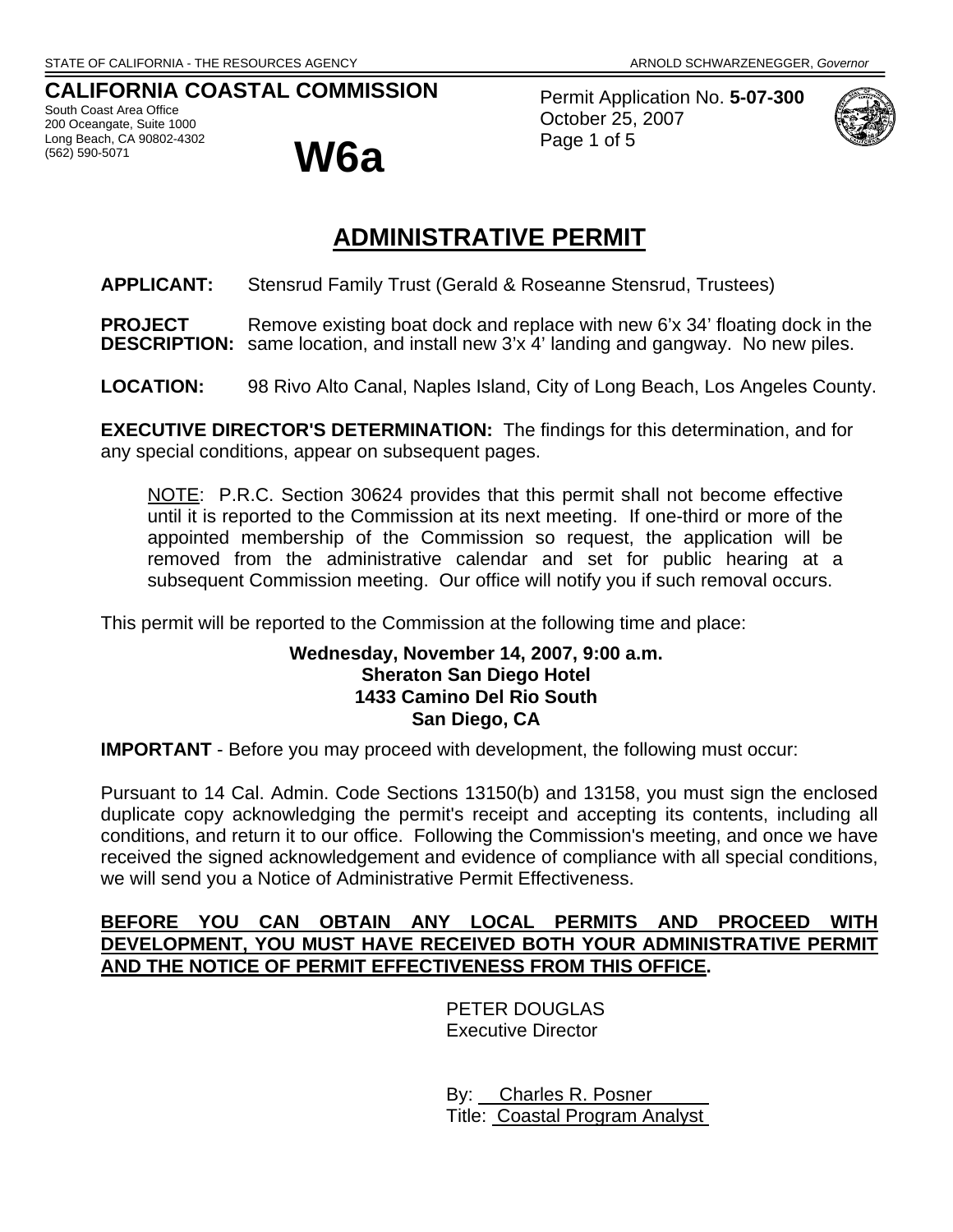STATE OF CALIFORNIA - THE RESOURCES AGENCY ARNOLD SCHWARZENEGGER, *Governor*

**CALIFORNIA COASTAL COMMISSION**
South Coast Area Office
200 Oceangate, Suite 1000
Long Beach, CA 90802-4302
(562) 590-5071

# W6a

Permit Application No. **5-07-300**
October 25, 2007

# ADMINISTRATIVE PERMIT

**APPLICANT:** Stensrud Family Trust (Gerald & Roseanne Stensrud, Trustees)

**PROJECT DESCRIPTION:** Remove existing boat dock and replace with new 6'x 34' floating dock in the same location, and install new 3'x 4' landing and gangway. No new piles.

**LOCATION:** 98 Rivo Alto Canal, Naples Island, City of Long Beach, Los Angeles County.

**EXECUTIVE DIRECTOR'S DETERMINATION:** The findings for this determination, and for any special conditions, appear on subsequent pages.

> NOTE: P.R.C. Section 30624 provides that this permit shall not become effective until it is reported to the Commission at its next meeting. If one-third or more of the appointed membership of the Commission so request, the application will be removed from the administrative calendar and set for public hearing at a subsequent Commission meeting. Our office will notify you if such removal occurs.

This permit will be reported to the Commission at the following time and place:

**Wednesday, November 14, 2007, 9:00 a.m.**
**Sheraton San Diego Hotel**
**1433 Camino Del Rio South**
**San Diego, CA**

**IMPORTANT** - Before you may proceed with development, the following must occur:

Pursuant to 14 Cal. Admin. Code Sections 13150(b) and 13158, you must sign the enclosed duplicate copy acknowledging the permit's receipt and accepting its contents, including all conditions, and return it to our office. Following the Commission's meeting, and once we have received the signed acknowledgement and evidence of compliance with all special conditions, we will send you a Notice of Administrative Permit Effectiveness.

**BEFORE YOU CAN OBTAIN ANY LOCAL PERMITS AND PROCEED WITH DEVELOPMENT, YOU MUST HAVE RECEIVED BOTH YOUR ADMINISTRATIVE PERMIT AND THE NOTICE OF PERMIT EFFECTIVENESS FROM THIS OFFICE.**

PETER DOUGLAS
Executive Director

By: Charles R. Posner
Title: Coastal Program Analyst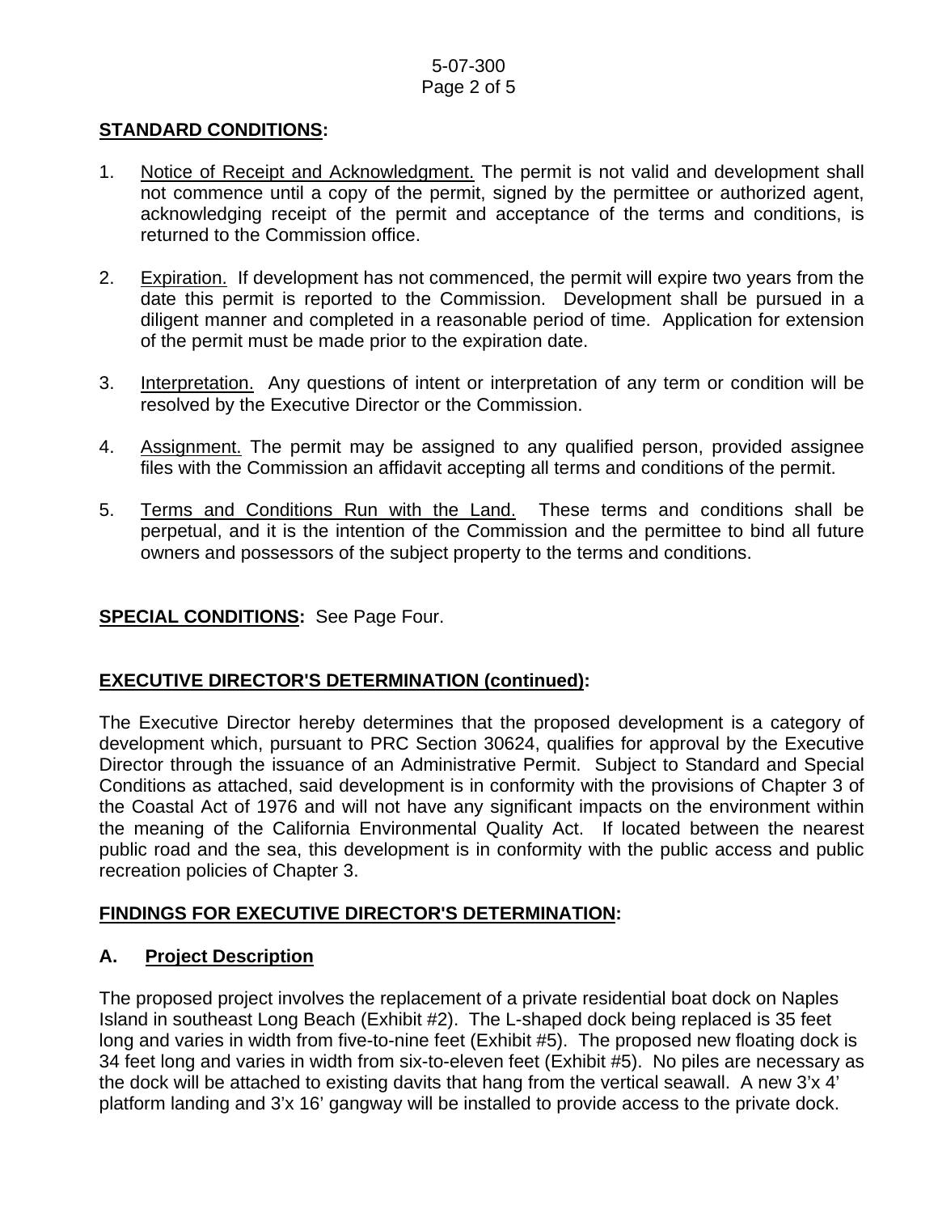## STANDARD CONDITIONS:

1. Notice of Receipt and Acknowledgment. The permit is not valid and development shall not commence until a copy of the permit, signed by the permittee or authorized agent, acknowledging receipt of the permit and acceptance of the terms and conditions, is returned to the Commission office.

2. Expiration. If development has not commenced, the permit will expire two years from the date this permit is reported to the Commission. Development shall be pursued in a diligent manner and completed in a reasonable period of time. Application for extension of the permit must be made prior to the expiration date.

3. Interpretation. Any questions of intent or interpretation of any term or condition will be resolved by the Executive Director or the Commission.

4. Assignment. The permit may be assigned to any qualified person, provided assignee files with the Commission an affidavit accepting all terms and conditions of the permit.

5. Terms and Conditions Run with the Land. These terms and conditions shall be perpetual, and it is the intention of the Commission and the permittee to bind all future owners and possessors of the subject property to the terms and conditions.

**SPECIAL CONDITIONS:** See Page Four.

## EXECUTIVE DIRECTOR'S DETERMINATION (continued):

The Executive Director hereby determines that the proposed development is a category of development which, pursuant to PRC Section 30624, qualifies for approval by the Executive Director through the issuance of an Administrative Permit. Subject to Standard and Special Conditions as attached, said development is in conformity with the provisions of Chapter 3 of the Coastal Act of 1976 and will not have any significant impacts on the environment within the meaning of the California Environmental Quality Act. If located between the nearest public road and the sea, this development is in conformity with the public access and public recreation policies of Chapter 3.

## FINDINGS FOR EXECUTIVE DIRECTOR'S DETERMINATION:

### A. Project Description

The proposed project involves the replacement of a private residential boat dock on Naples Island in southeast Long Beach (Exhibit #2). The L-shaped dock being replaced is 35 feet long and varies in width from five-to-nine feet (Exhibit #5). The proposed new floating dock is 34 feet long and varies in width from six-to-eleven feet (Exhibit #5). No piles are necessary as the dock will be attached to existing davits that hang from the vertical seawall. A new 3'x 4' platform landing and 3'x 16' gangway will be installed to provide access to the private dock.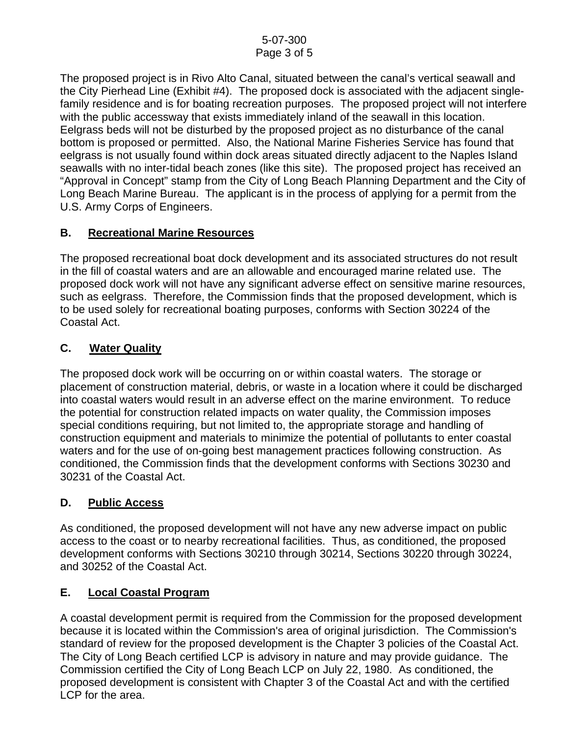The proposed project is in Rivo Alto Canal, situated between the canal's vertical seawall and the City Pierhead Line (Exhibit #4). The proposed dock is associated with the adjacent single-family residence and is for boating recreation purposes. The proposed project will not interfere with the public accessway that exists immediately inland of the seawall in this location. Eelgrass beds will not be disturbed by the proposed project as no disturbance of the canal bottom is proposed or permitted. Also, the National Marine Fisheries Service has found that eelgrass is not usually found within dock areas situated directly adjacent to the Naples Island seawalls with no inter-tidal beach zones (like this site). The proposed project has received an "Approval in Concept" stamp from the City of Long Beach Planning Department and the City of Long Beach Marine Bureau. The applicant is in the process of applying for a permit from the U.S. Army Corps of Engineers.

## B. Recreational Marine Resources

The proposed recreational boat dock development and its associated structures do not result in the fill of coastal waters and are an allowable and encouraged marine related use. The proposed dock work will not have any significant adverse effect on sensitive marine resources, such as eelgrass. Therefore, the Commission finds that the proposed development, which is to be used solely for recreational boating purposes, conforms with Section 30224 of the Coastal Act.

## C. Water Quality

The proposed dock work will be occurring on or within coastal waters. The storage or placement of construction material, debris, or waste in a location where it could be discharged into coastal waters would result in an adverse effect on the marine environment. To reduce the potential for construction related impacts on water quality, the Commission imposes special conditions requiring, but not limited to, the appropriate storage and handling of construction equipment and materials to minimize the potential of pollutants to enter coastal waters and for the use of on-going best management practices following construction. As conditioned, the Commission finds that the development conforms with Sections 30230 and 30231 of the Coastal Act.

## D. Public Access

As conditioned, the proposed development will not have any new adverse impact on public access to the coast or to nearby recreational facilities. Thus, as conditioned, the proposed development conforms with Sections 30210 through 30214, Sections 30220 through 30224, and 30252 of the Coastal Act.

## E. Local Coastal Program

A coastal development permit is required from the Commission for the proposed development because it is located within the Commission's area of original jurisdiction. The Commission's standard of review for the proposed development is the Chapter 3 policies of the Coastal Act. The City of Long Beach certified LCP is advisory in nature and may provide guidance. The Commission certified the City of Long Beach LCP on July 22, 1980. As conditioned, the proposed development is consistent with Chapter 3 of the Coastal Act and with the certified LCP for the area.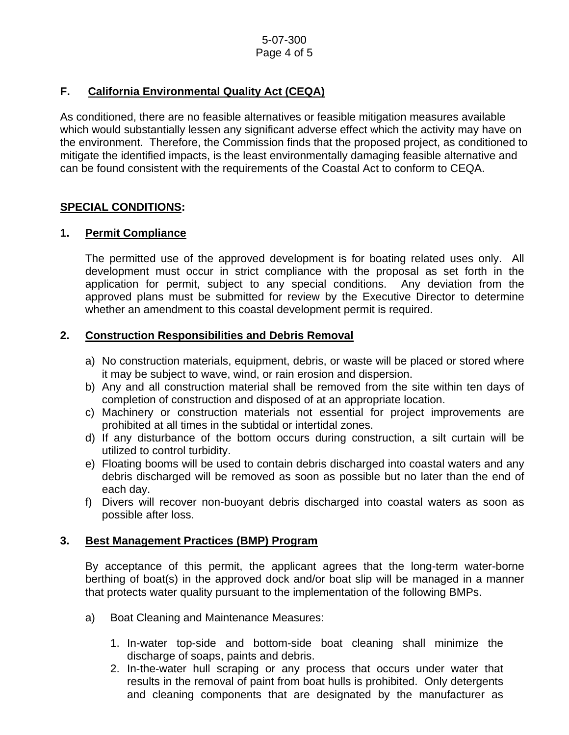## F. California Environmental Quality Act (CEQA)

As conditioned, there are no feasible alternatives or feasible mitigation measures available which would substantially lessen any significant adverse effect which the activity may have on the environment. Therefore, the Commission finds that the proposed project, as conditioned to mitigate the identified impacts, is the least environmentally damaging feasible alternative and can be found consistent with the requirements of the Coastal Act to conform to CEQA.

## SPECIAL CONDITIONS:

### 1. Permit Compliance

The permitted use of the approved development is for boating related uses only. All development must occur in strict compliance with the proposal as set forth in the application for permit, subject to any special conditions. Any deviation from the approved plans must be submitted for review by the Executive Director to determine whether an amendment to this coastal development permit is required.

### 2. Construction Responsibilities and Debris Removal

a) No construction materials, equipment, debris, or waste will be placed or stored where it may be subject to wave, wind, or rain erosion and dispersion.
b) Any and all construction material shall be removed from the site within ten days of completion of construction and disposed of at an appropriate location.
c) Machinery or construction materials not essential for project improvements are prohibited at all times in the subtidal or intertidal zones.
d) If any disturbance of the bottom occurs during construction, a silt curtain will be utilized to control turbidity.
e) Floating booms will be used to contain debris discharged into coastal waters and any debris discharged will be removed as soon as possible but no later than the end of each day.
f) Divers will recover non-buoyant debris discharged into coastal waters as soon as possible after loss.

### 3. Best Management Practices (BMP) Program

By acceptance of this permit, the applicant agrees that the long-term water-borne berthing of boat(s) in the approved dock and/or boat slip will be managed in a manner that protects water quality pursuant to the implementation of the following BMPs.

a) Boat Cleaning and Maintenance Measures:

1. In-water top-side and bottom-side boat cleaning shall minimize the discharge of soaps, paints and debris.
2. In-the-water hull scraping or any process that occurs under water that results in the removal of paint from boat hulls is prohibited. Only detergents and cleaning components that are designated by the manufacturer as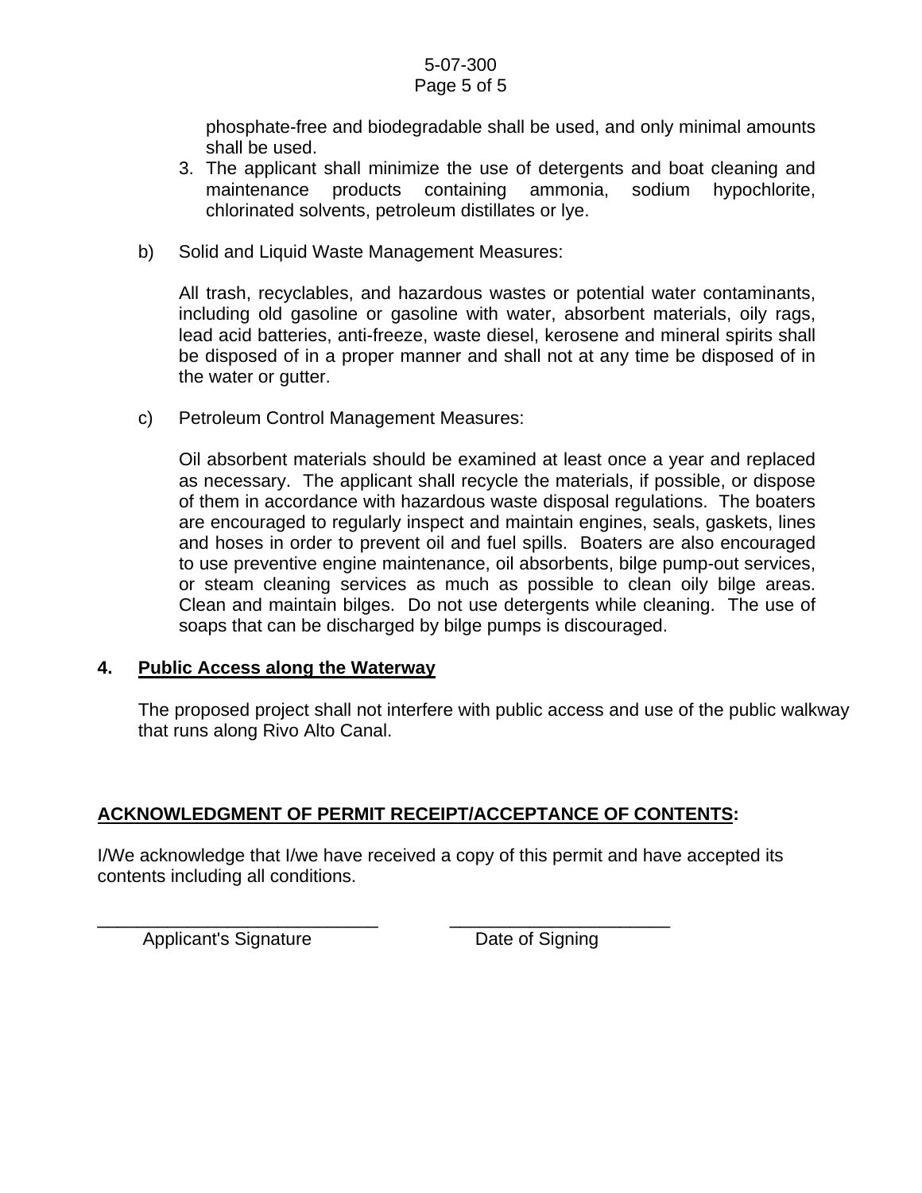phosphate-free and biodegradable shall be used, and only minimal amounts shall be used.

3. The applicant shall minimize the use of detergents and boat cleaning and maintenance products containing ammonia, sodium hypochlorite, chlorinated solvents, petroleum distillates or lye.

b) Solid and Liquid Waste Management Measures:

All trash, recyclables, and hazardous wastes or potential water contaminants, including old gasoline or gasoline with water, absorbent materials, oily rags, lead acid batteries, anti-freeze, waste diesel, kerosene and mineral spirits shall be disposed of in a proper manner and shall not at any time be disposed of in the water or gutter.

c) Petroleum Control Management Measures:

Oil absorbent materials should be examined at least once a year and replaced as necessary. The applicant shall recycle the materials, if possible, or dispose of them in accordance with hazardous waste disposal regulations. The boaters are encouraged to regularly inspect and maintain engines, seals, gaskets, lines and hoses in order to prevent oil and fuel spills. Boaters are also encouraged to use preventive engine maintenance, oil absorbents, bilge pump-out services, or steam cleaning services as much as possible to clean oily bilge areas. Clean and maintain bilges. Do not use detergents while cleaning. The use of soaps that can be discharged by bilge pumps is discouraged.

**4. Public Access along the Waterway**

The proposed project shall not interfere with public access and use of the public walkway that runs along Rivo Alto Canal.

**ACKNOWLEDGMENT OF PERMIT RECEIPT/ACCEPTANCE OF CONTENTS:**

I/We acknowledge that I/we have received a copy of this permit and have accepted its contents including all conditions.

_____________________________ &nbsp;&nbsp;&nbsp;&nbsp; _______________________

Applicant's Signature &nbsp;&nbsp;&nbsp;&nbsp; Date of Signing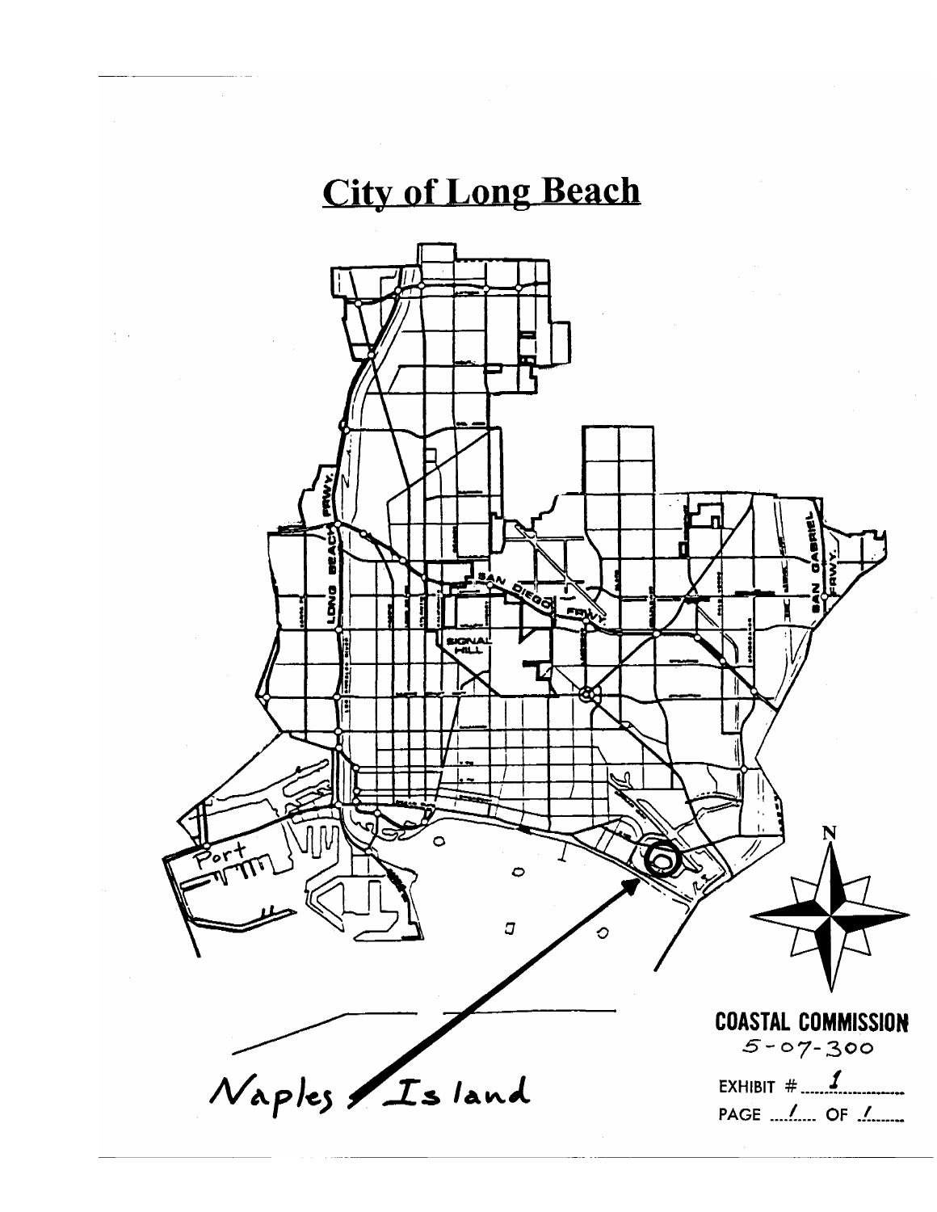# City of Long Beach

Naples Island

**COASTAL COMMISSION**
5-07-300

EXHIBIT # 1

PAGE 1 OF 1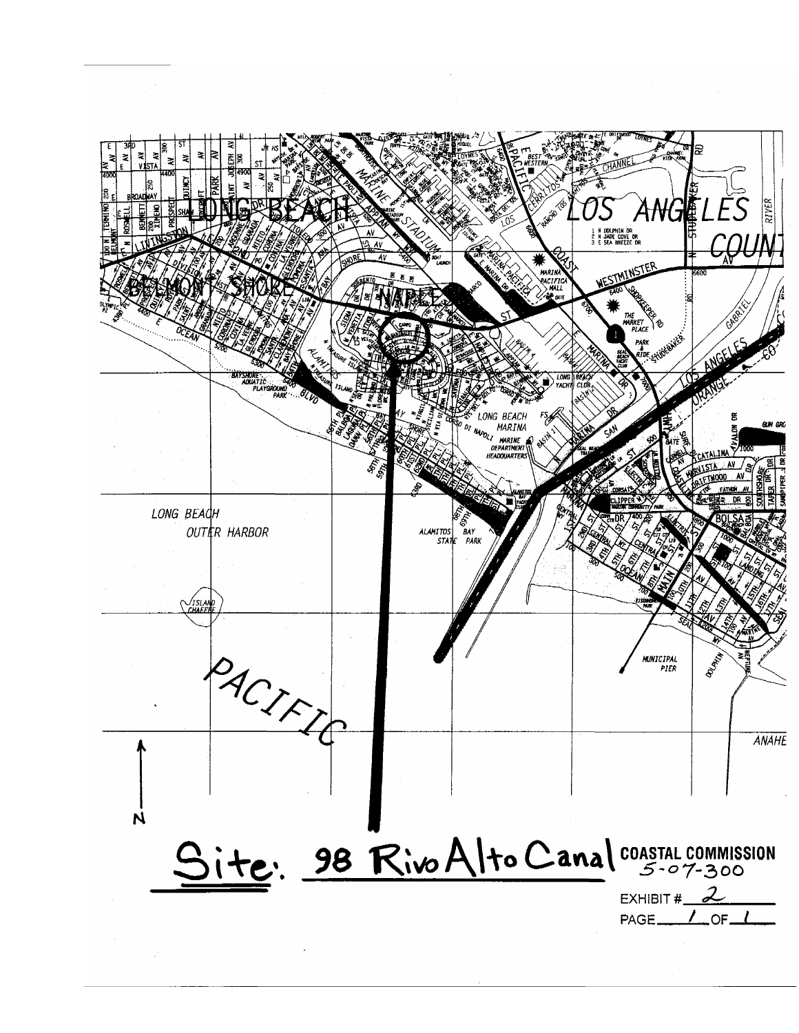Site: 98 Rivo Alto Canal

COASTAL COMMISSION
5-07-300

EXHIBIT # 2

PAGE 1 OF 1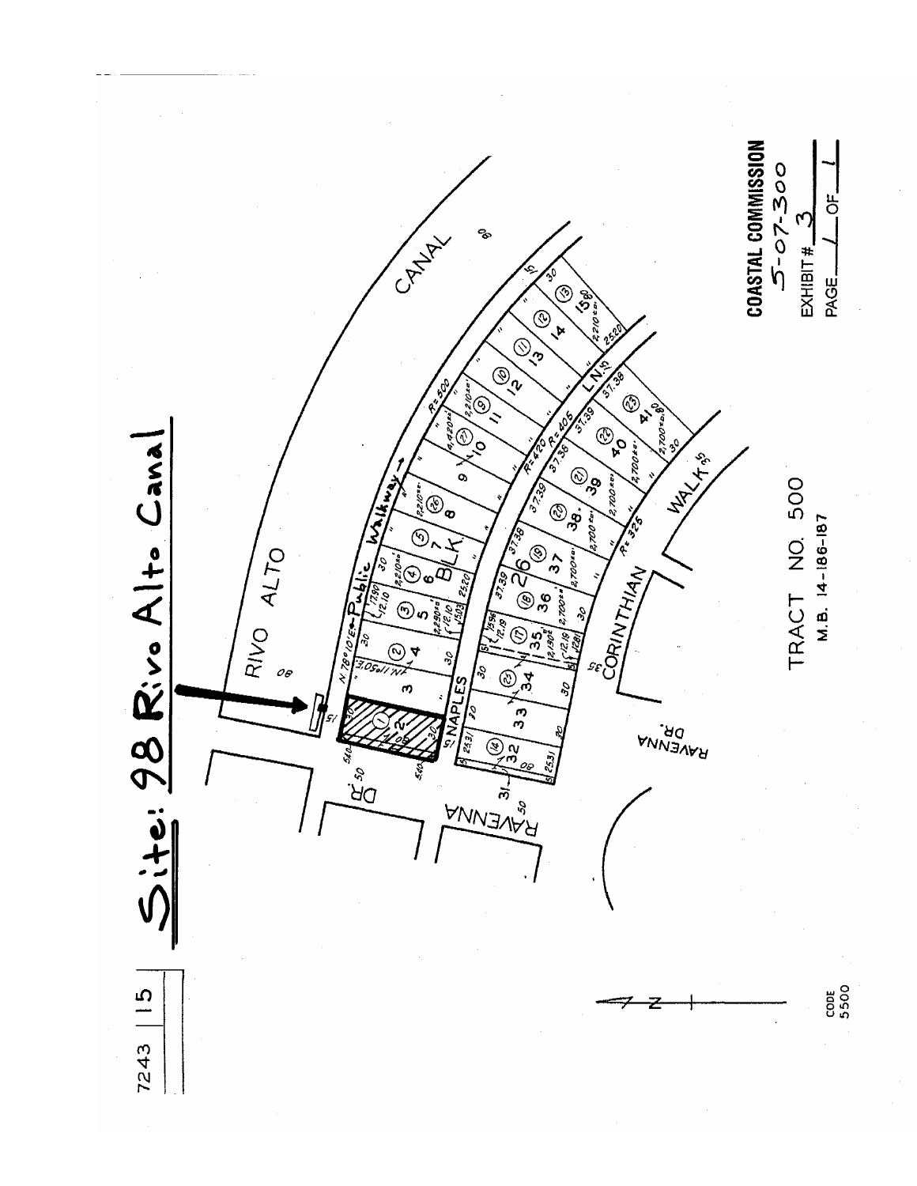# Site: 98 Rivo Alto Canal

7243 | 15

RIVO ALTO CANAL

Public Walkway →

NAPLES DR.

RAVENNA DR.

CORINTHIAN WALK

BLK. 26

TRACT NO. 500

M.B. 14-186-187

CODE 5500

**COASTAL COMMISSION**

5-07-300

EXHIBIT # 3

PAGE 1 OF 1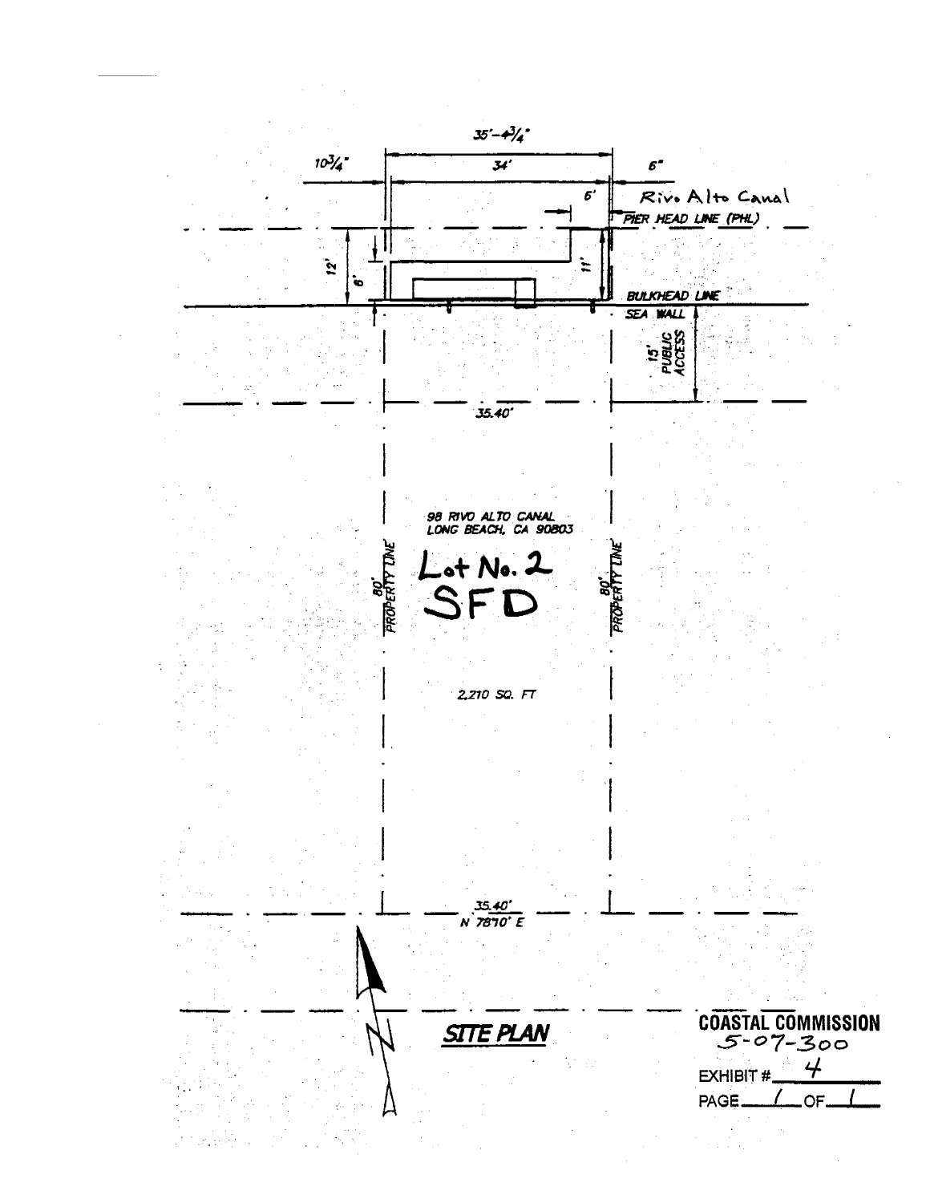35'-4¾"

10¾"

34'

6"

6'

Rivo Alto Canal

PIER HEAD LINE (PHL)

12'

6'

11'

BULKHEAD LINE

SEA WALL

15' PUBLIC ACCESS

35.40'

98 RIVO ALTO CANAL
LONG BEACH, CA 90803

80' PROPERTY LINE

Lot No. 2
SFD

80' PROPERTY LINE

2,210 SQ. FT

35.40'
N 78°10' E

## SITE PLAN

**COASTAL COMMISSION**
5-07-300

EXHIBIT # 4

PAGE 1 OF 1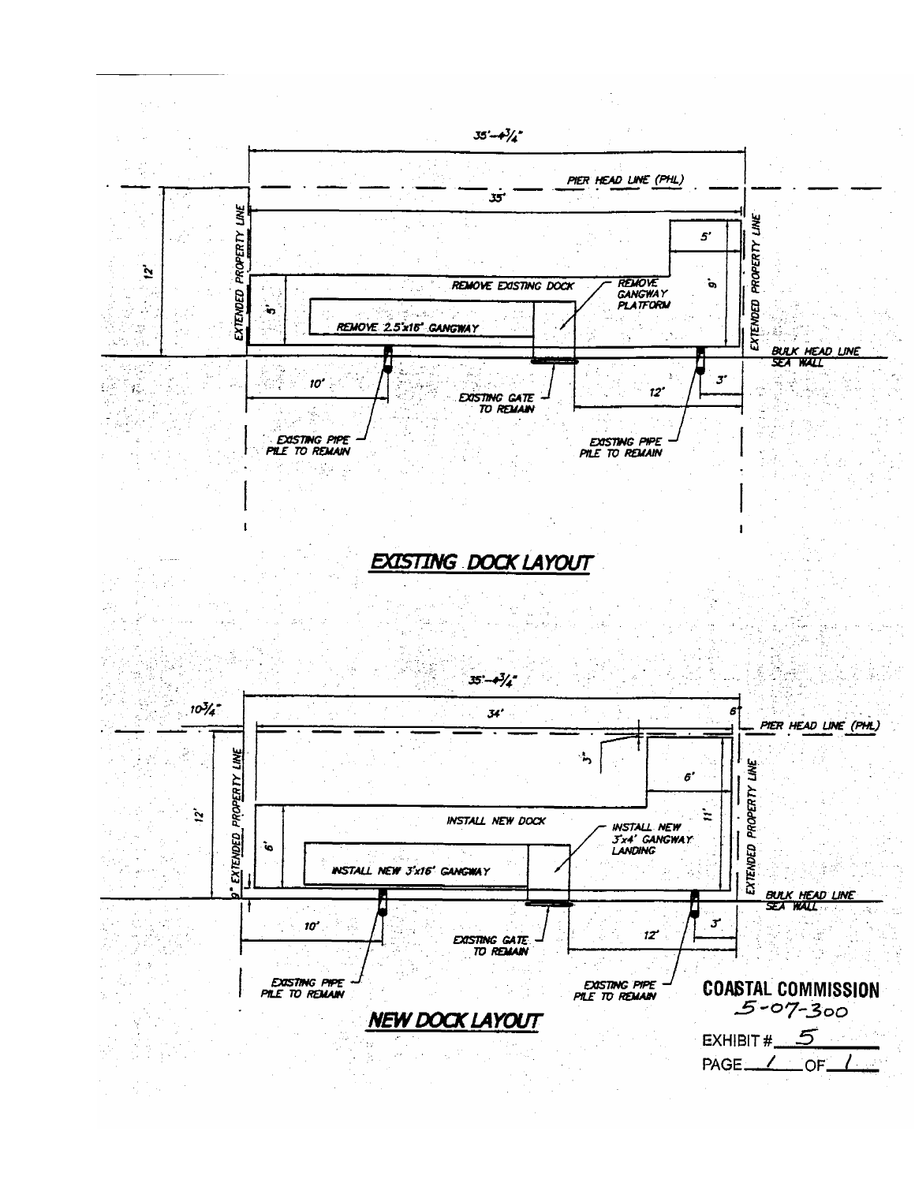35'-4 3/4"

PIER HEAD LINE (PHL)

35'

12'

EXTENDED PROPERTY LINE

5'

REMOVE EXISTING DOCK

REMOVE GANGWAY PLATFORM

9'

5'

REMOVE 2.5'x16' GANGWAY

EXTENDED PROPERTY LINE

BULK HEAD LINE SEA WALL

10'

3'

12'

EXISTING GATE TO REMAIN

EXISTING PIPE PILE TO REMAIN

EXISTING PIPE PILE TO REMAIN

## EXISTING DOCK LAYOUT

35'-4 3/4"

10 3/4"

34'

6"

PIER HEAD LINE (PHL)

3'

12'

EXTENDED PROPERTY LINE

6'

11'

INSTALL NEW DOCK

INSTALL NEW 3'x4' GANGWAY LANDING

6'

INSTALL NEW 3'x16' GANGWAY

9"

EXTENDED PROPERTY LINE

BULK HEAD LINE SEA WALL

10'

3'

12'

EXISTING GATE TO REMAIN

EXISTING PIPE PILE TO REMAIN

EXISTING PIPE PILE TO REMAIN

## NEW DOCK LAYOUT

COASTAL COMMISSION
5-07-300

EXHIBIT # 5

PAGE 1 OF 1